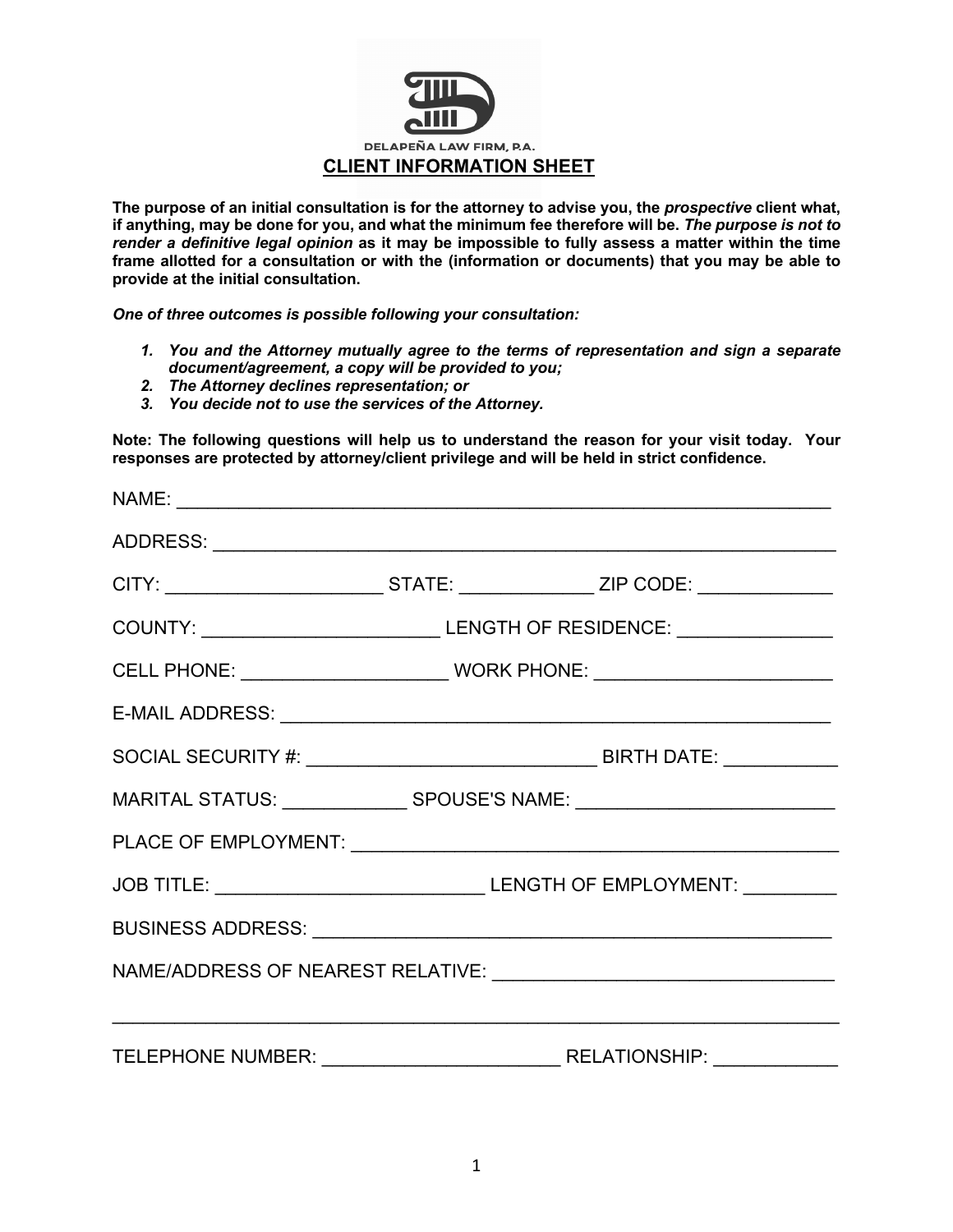DELAPEÑA LAW FIRM, P.A.

# CLIENT INFORMATION SHEET

**The purpose of an initial consultation is for the attorney to advise you, the *prospective* client what, if anything, may be done for you, and what the minimum fee therefore will be. *The purpose is not to render a definitive legal opinion* as it may be impossible to fully assess a matter within the time frame allotted for a consultation or with the (information or documents) that you may be able to provide at the initial consultation.**

***One of three outcomes is possible following your consultation:***

1. ***You and the Attorney mutually agree to the terms of representation and sign a separate document/agreement, a copy will be provided to you;***
2. ***The Attorney declines representation; or***
3. ***You decide not to use the services of the Attorney.***

**Note: The following questions will help us to understand the reason for your visit today. Your responses are protected by attorney/client privilege and will be held in strict confidence.**

NAME: ____________________________________________________________

ADDRESS: __________________________________________________________

CITY: ____________________ STATE: ____________ ZIP CODE: ____________

COUNTY: ______________________ LENGTH OF RESIDENCE: ______________

CELL PHONE: ___________________ WORK PHONE: ______________________

E-MAIL ADDRESS: ____________________________________________________

SOCIAL SECURITY #: ___________________________ BIRTH DATE: __________

MARITAL STATUS: ___________ SPOUSE'S NAME: ________________________

PLACE OF EMPLOYMENT: ______________________________________________

JOB TITLE: ________________________ LENGTH OF EMPLOYMENT: ________

BUSINESS ADDRESS: _________________________________________________

NAME/ADDRESS OF NEAREST RELATIVE: ________________________________

__________________________________________________________________

TELEPHONE NUMBER: ______________________ RELATIONSHIP: ___________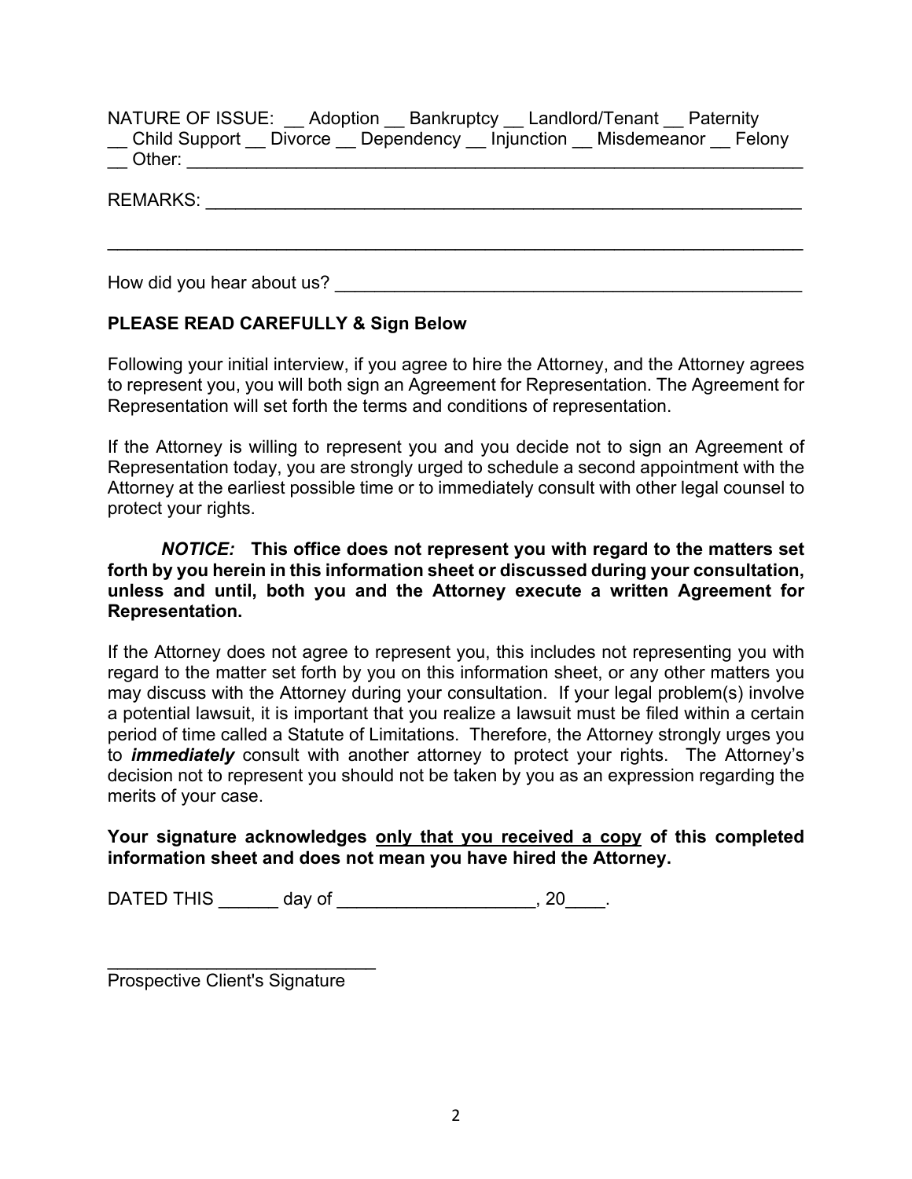NATURE OF ISSUE: __ Adoption __ Bankruptcy __ Landlord/Tenant __ Paternity
__ Child Support __ Divorce __ Dependency __ Injunction __ Misdemeanor __ Felony
__ Other: ____________________________________________________________

REMARKS: ____________________________________________________________

_____________________________________________________________________

How did you hear about us? ______________________________________________

**PLEASE READ CAREFULLY & Sign Below**

Following your initial interview, if you agree to hire the Attorney, and the Attorney agrees to represent you, you will both sign an Agreement for Representation. The Agreement for Representation will set forth the terms and conditions of representation.

If the Attorney is willing to represent you and you decide not to sign an Agreement of Representation today, you are strongly urged to schedule a second appointment with the Attorney at the earliest possible time or to immediately consult with other legal counsel to protect your rights.

***NOTICE:*** **This office does not represent you with regard to the matters set forth by you herein in this information sheet or discussed during your consultation, unless and until, both you and the Attorney execute a written Agreement for Representation.**

If the Attorney does not agree to represent you, this includes not representing you with regard to the matter set forth by you on this information sheet, or any other matters you may discuss with the Attorney during your consultation. If your legal problem(s) involve a potential lawsuit, it is important that you realize a lawsuit must be filed within a certain period of time called a Statute of Limitations. Therefore, the Attorney strongly urges you to ***immediately*** consult with another attorney to protect your rights. The Attorney's decision not to represent you should not be taken by you as an expression regarding the merits of your case.

**Your signature acknowledges <u>only that you received a copy</u> of this completed information sheet and does not mean you have hired the Attorney.**

DATED THIS ______ day of ____________________, 20____.

___________________________
Prospective Client's Signature